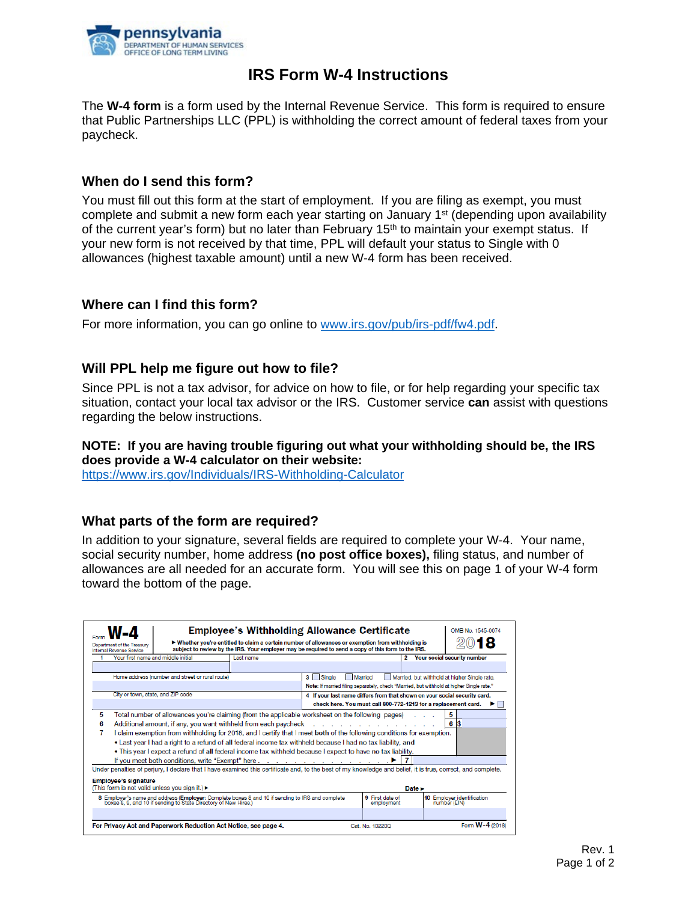pennsylvania
DEPARTMENT OF HUMAN SERVICES
OFFICE OF LONG TERM LIVING

# IRS Form W-4 Instructions

The **W-4 form** is a form used by the Internal Revenue Service. This form is required to ensure that Public Partnerships LLC (PPL) is withholding the correct amount of federal taxes from your paycheck.

## When do I send this form?

You must fill out this form at the start of employment. If you are filing as exempt, you must complete and submit a new form each year starting on January 1st (depending upon availability of the current year's form) but no later than February 15th to maintain your exempt status. If your new form is not received by that time, PPL will default your status to Single with 0 allowances (highest taxable amount) until a new W-4 form has been received.

## Where can I find this form?

For more information, you can go online to www.irs.gov/pub/irs-pdf/fw4.pdf.

## Will PPL help me figure out how to file?

Since PPL is not a tax advisor, for advice on how to file, or for help regarding your specific tax situation, contact your local tax advisor or the IRS. Customer service **can** assist with questions regarding the below instructions.

**NOTE: If you are having trouble figuring out what your withholding should be, the IRS does provide a W-4 calculator on their website:**
https://www.irs.gov/Individuals/IRS-Withholding-Calculator

## What parts of the form are required?

In addition to your signature, several fields are required to complete your W-4. Your name, social security number, home address **(no post office boxes),** filing status, and number of allowances are all needed for an accurate form. You will see this on page 1 of your W-4 form toward the bottom of the page.

---

Form **W-4** — Department of the Treasury, Internal Revenue Service

**Employee's Withholding Allowance Certificate**

▶ Whether you're entitled to claim a certain number of allowances or exemption from withholding is subject to review by the IRS. Your employer may be required to send a copy of this form to the IRS.

OMB No. 1545-0074 — **2018**

1 Your first name and middle initial | Last name | 2 Your social security number

Home address (number and street or rural route)

3 ☐ Single ☐ Married ☐ Married, but withhold at higher Single rate.
Note: If married filing separately, check "Married, but withhold at higher Single rate."

City or town, state, and ZIP code

4 If your last name differs from that shown on your social security card, check here. You must call 800-772-1213 for a replacement card. ▶ ☐

5 Total number of allowances you're claiming (from the applicable worksheet on the following pages) . . . . 5

6 Additional amount, if any, you want withheld from each paycheck . . . . . . . . . . 6 $

7 I claim exemption from withholding for 2018, and I certify that I meet **both** of the following conditions for exemption.
- Last year I had a right to a refund of **all** federal income tax withheld because I had **no** tax liability, **and**
- This year I expect a refund of **all** federal income tax withheld because I expect to have **no** tax liability.

If you meet both conditions, write "Exempt" here . . . . . . . . . . . . . . . ▶ 7

Under penalties of perjury, I declare that I have examined this certificate and, to the best of my knowledge and belief, it is true, correct, and complete.

**Employee's signature**
(This form is not valid unless you sign it.) ▶ **Date ▶**

8 Employer's name and address (**Employer:** Complete boxes 8 and 10 if sending to IRS and complete boxes 8, 9, and 10 if sending to State Directory of New Hires.) | 9 First date of employment | 10 Employer identification number (EIN)

**For Privacy Act and Paperwork Reduction Act Notice, see page 4.** Cat. No. 10220Q Form **W-4** (2018)

Rev. 1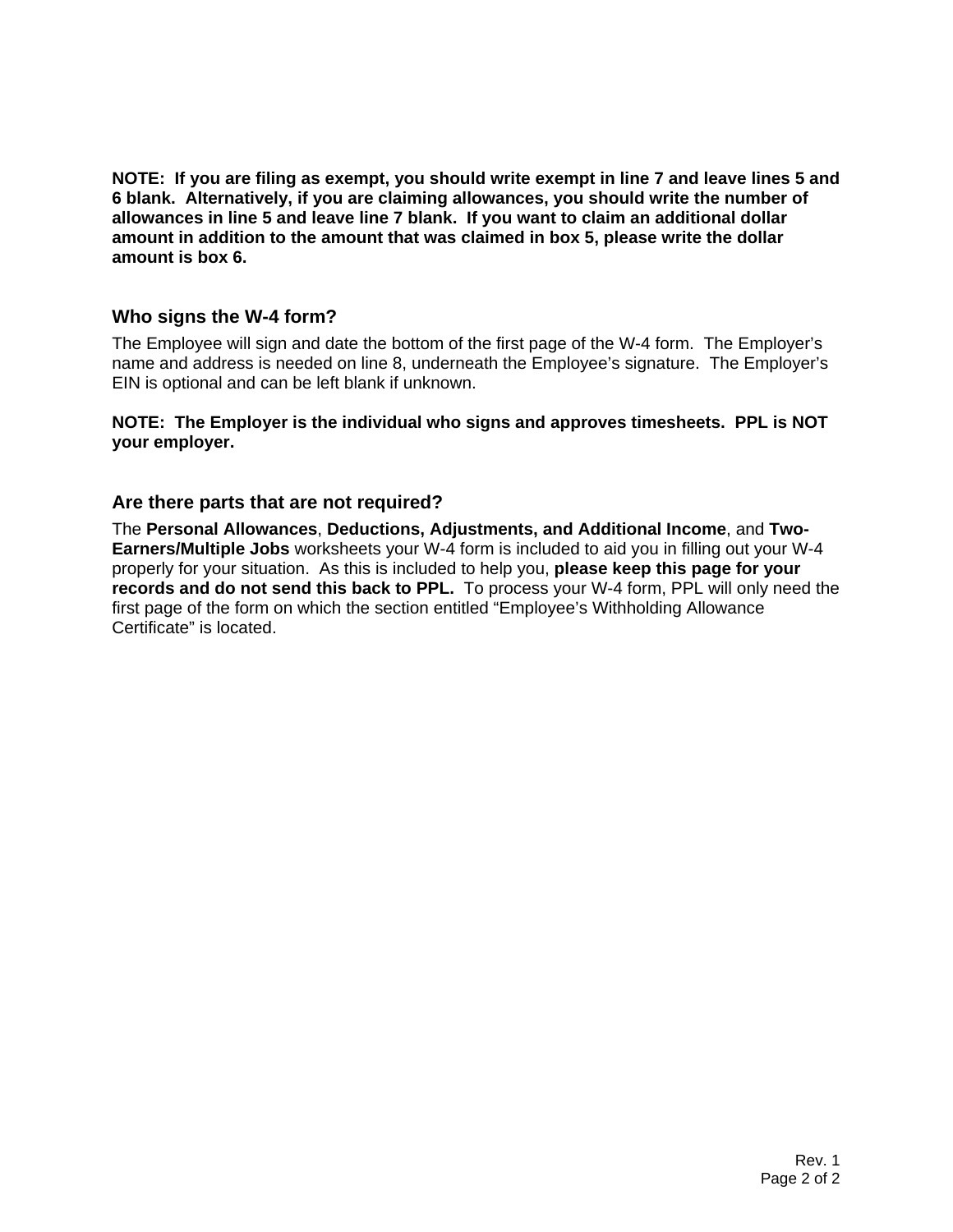**NOTE: If you are filing as exempt, you should write exempt in line 7 and leave lines 5 and 6 blank. Alternatively, if you are claiming allowances, you should write the number of allowances in line 5 and leave line 7 blank. If you want to claim an additional dollar amount in addition to the amount that was claimed in box 5, please write the dollar amount is box 6.**

## Who signs the W-4 form?

The Employee will sign and date the bottom of the first page of the W-4 form. The Employer's name and address is needed on line 8, underneath the Employee's signature. The Employer's EIN is optional and can be left blank if unknown.

**NOTE: The Employer is the individual who signs and approves timesheets. PPL is NOT your employer.**

## Are there parts that are not required?

The **Personal Allowances**, **Deductions, Adjustments, and Additional Income**, and **Two-Earners/Multiple Jobs** worksheets your W-4 form is included to aid you in filling out your W-4 properly for your situation. As this is included to help you, **please keep this page for your records and do not send this back to PPL.** To process your W-4 form, PPL will only need the first page of the form on which the section entitled "Employee's Withholding Allowance Certificate" is located.

Rev. 1